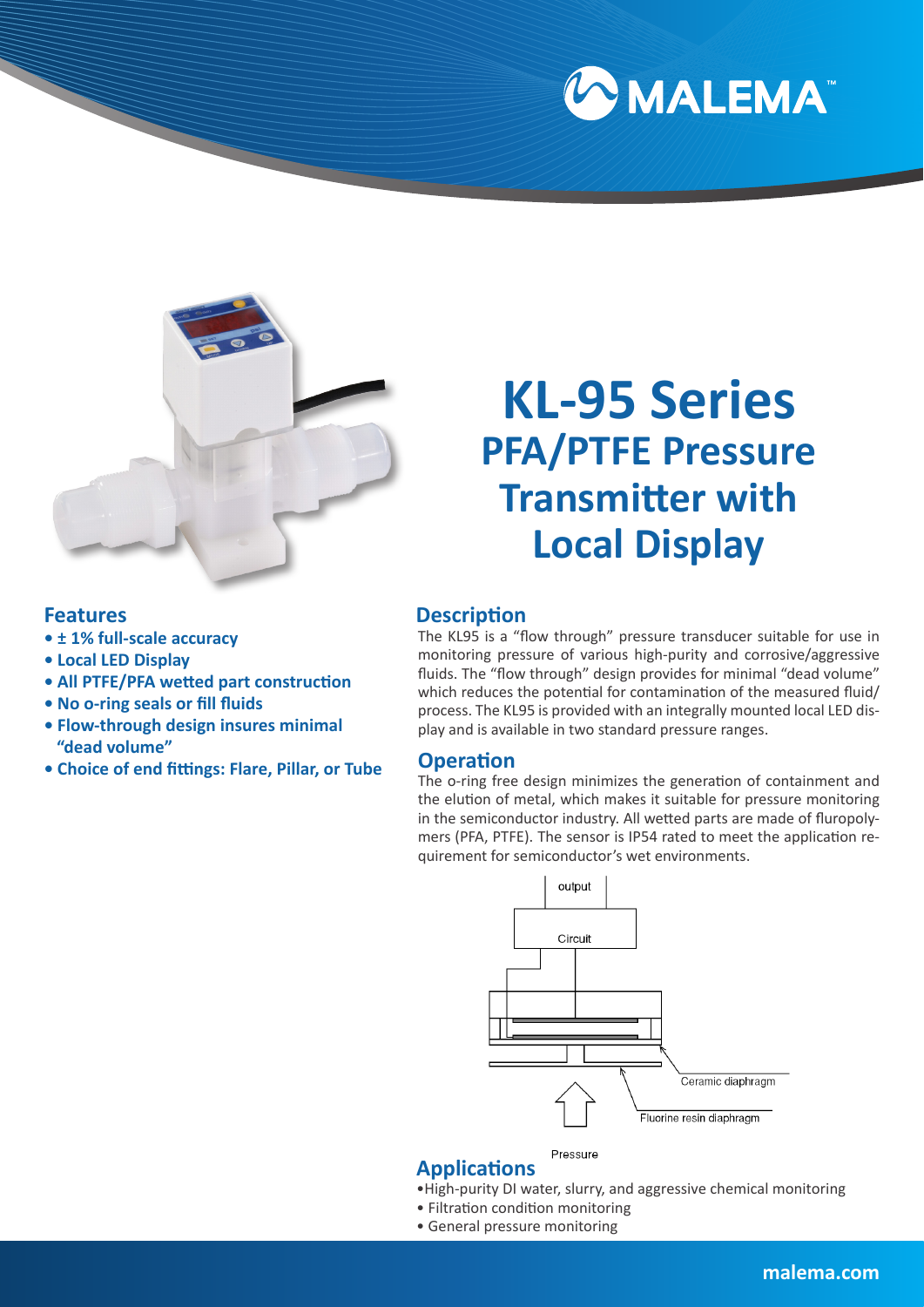# KL-95 Series
## PFA/PTFE Pressure Transmitter with Local Display

### Features

- **± 1% full-scale accuracy**
- **Local LED Display**
- **All PTFE/PFA wetted part construction**
- **No o-ring seals or fill fluids**
- **Flow-through design insures minimal "dead volume"**
- **Choice of end fittings: Flare, Pillar, or Tube**

### Description

The KL95 is a "flow through" pressure transducer suitable for use in monitoring pressure of various high-purity and corrosive/aggressive fluids. The "flow through" design provides for minimal "dead volume" which reduces the potential for contamination of the measured fluid/process. The KL95 is provided with an integrally mounted local LED display and is available in two standard pressure ranges.

### Operation

The o-ring free design minimizes the generation of containment and the elution of metal, which makes it suitable for pressure monitoring in the semiconductor industry. All wetted parts are made of fluropolymers (PFA, PTFE). The sensor is IP54 rated to meet the application requirement for semiconductor's wet environments.

output

Circuit

Ceramic diaphragm

Fluorine resin diaphragm

Pressure

### Applications

- High-purity DI water, slurry, and aggressive chemical monitoring
- Filtration condition monitoring
- General pressure monitoring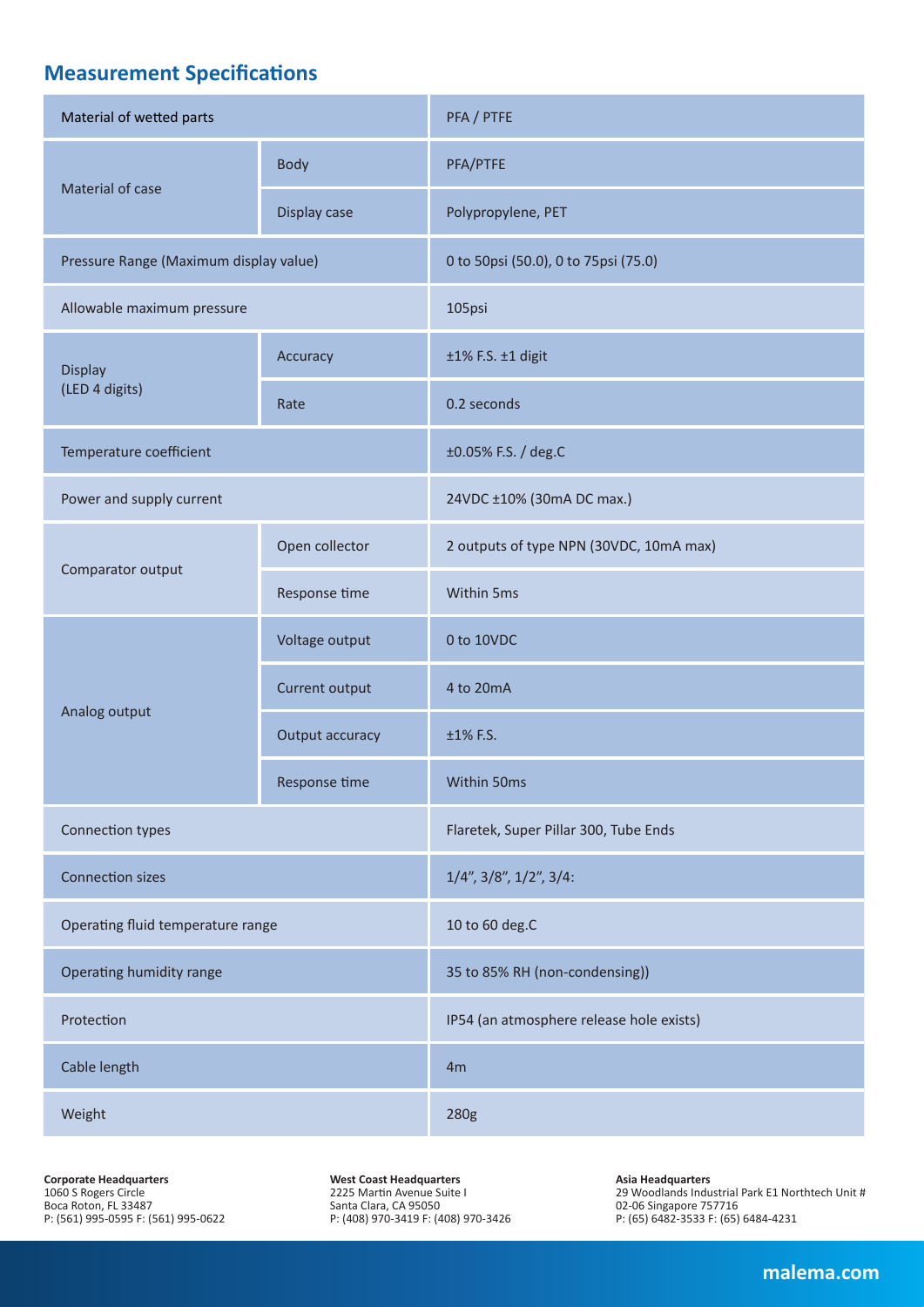## Measurement Specifications

| | | |
|---|---|---|
| Material of wetted parts | | PFA / PTFE |
| Material of case | Body | PFA/PTFE |
| | Display case | Polypropylene, PET |
| Pressure Range (Maximum display value) | | 0 to 50psi (50.0), 0 to 75psi (75.0) |
| Allowable maximum pressure | | 105psi |
| Display (LED 4 digits) | Accuracy | ±1% F.S. ±1 digit |
| | Rate | 0.2 seconds |
| Temperature coefficient | | ±0.05% F.S. / deg.C |
| Power and supply current | | 24VDC ±10% (30mA DC max.) |
| Comparator output | Open collector | 2 outputs of type NPN (30VDC, 10mA max) |
| | Response time | Within 5ms |
| Analog output | Voltage output | 0 to 10VDC |
| | Current output | 4 to 20mA |
| | Output accuracy | ±1% F.S. |
| | Response time | Within 50ms |
| Connection types | | Flaretek, Super Pillar 300, Tube Ends |
| Connection sizes | | 1/4", 3/8", 1/2", 3/4: |
| Operating fluid temperature range | | 10 to 60 deg.C |
| Operating humidity range | | 35 to 85% RH (non-condensing)) |
| Protection | | IP54 (an atmosphere release hole exists) |
| Cable length | | 4m |
| Weight | | 280g |

**Corporate Headquarters**
1060 S Rogers Circle
Boca Roton, FL 33487
P: (561) 995-0595 F: (561) 995-0622

**West Coast Headquarters**
2225 Martin Avenue Suite I
Santa Clara, CA 95050
P: (408) 970-3419 F: (408) 970-3426

**Asia Headquarters**
29 Woodlands Industrial Park E1 Northtech Unit #
02-06 Singapore 757716
P: (65) 6482-3533 F: (65) 6484-4231

**malema.com**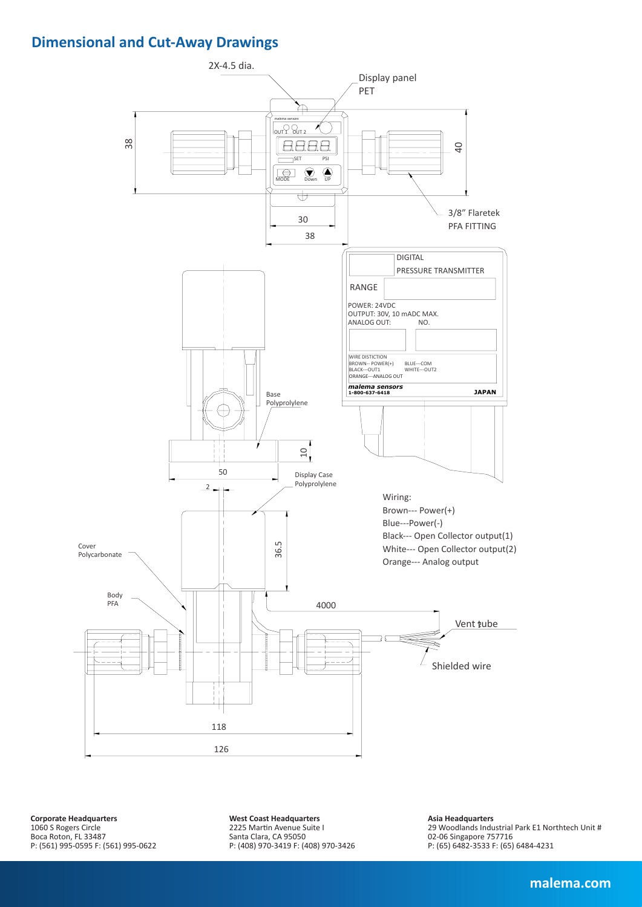## Dimensional and Cut-Away Drawings

2X-4.5 dia.

Display panel
PET

38

40

3/8" Flaretek
PFA FITTING

30

38

DIGITAL
PRESSURE TRANSMITTER

RANGE

POWER: 24VDC
OUTPUT: 30V, 10 mADC MAX.
ANALOG OUT: NO.

WIRE DISTICTION
BROWN-- POWER(+) BLUE---COM
BLACK---OUT1 WHITE---OUT2
ORANGE---ANALOG OUT

*malema sensors*
1-800-637-6418 JAPAN

Base
Polyprolylene

10

50

2

Display Case
Polyprolylene

Wiring:
Brown--- Power(+)
Blue---Power(-)
Black--- Open Collector output(1)
White--- Open Collector output(2)
Orange--- Analog output

Cover
Polycarbonate

36.5

Body
PFA

4000

Vent tube

Shielded wire

118

126

**Corporate Headquarters**
1060 S Rogers Circle
Boca Roton, FL 33487
P: (561) 995-0595 F: (561) 995-0622

**West Coast Headquarters**
2225 Martin Avenue Suite I
Santa Clara, CA 95050
P: (408) 970-3419 F: (408) 970-3426

**Asia Headquarters**
29 Woodlands Industrial Park E1 Northtech Unit #
02-06 Singapore 757716
P: (65) 6482-3533 F: (65) 6484-4231

**malema.com**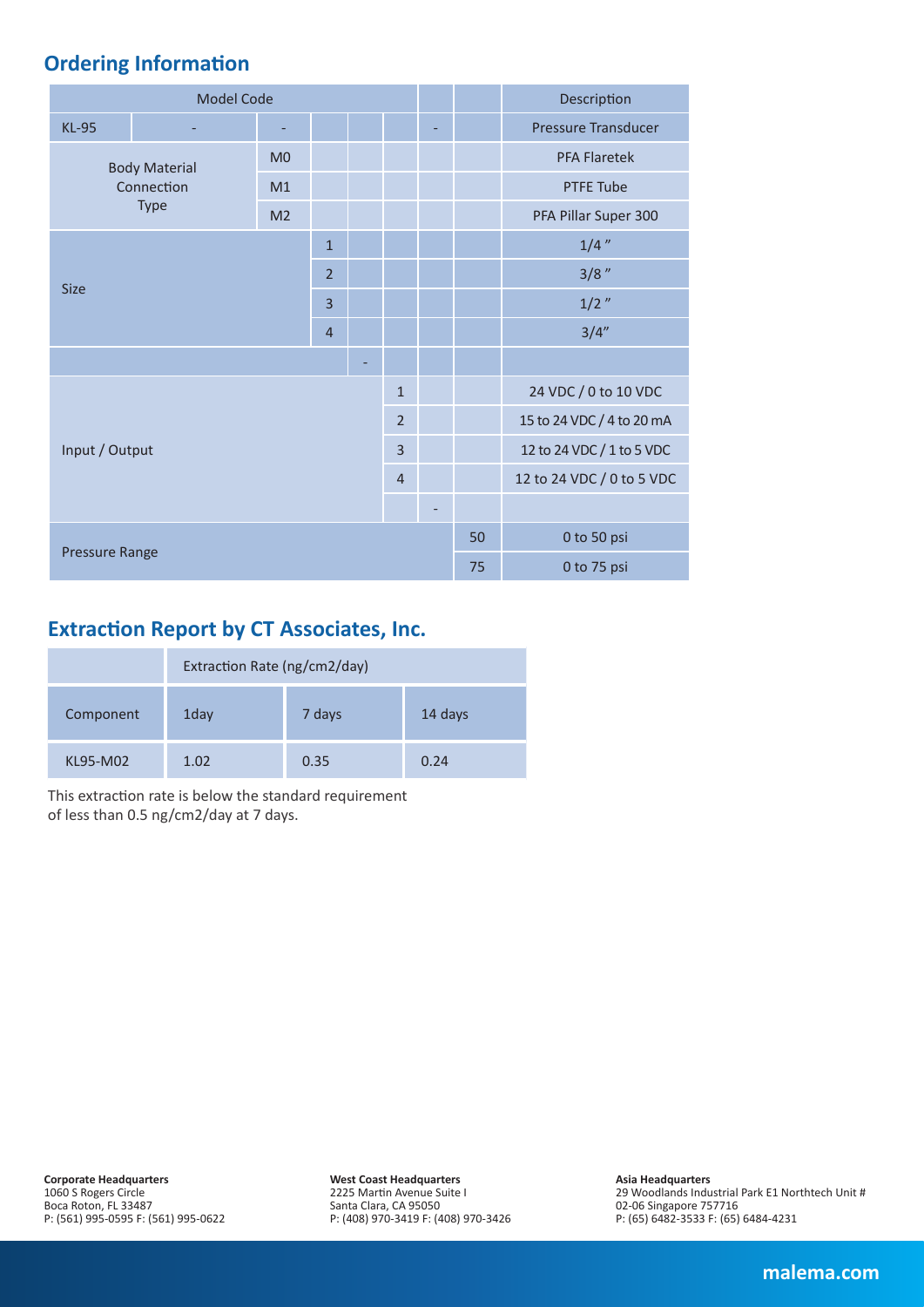## Ordering Information

| Model Code | | | | | | | | Description |
|---|---|---|---|---|---|---|---|---|
| KL-95 | - | - | | | | - | | Pressure Transducer |
| Body Material Connection Type | | M0 | | | | | | PFA Flaretek |
| | | M1 | | | | | | PTFE Tube |
| | | M2 | | | | | | PFA Pillar Super 300 |
| Size | | | 1 | | | | | 1/4 " |
| | | | 2 | | | | | 3/8 " |
| | | | 3 | | | | | 1/2 " |
| | | | 4 | | | | | 3/4" |
| | | | | - | | | | |
| Input / Output | | | | | 1 | | | 24 VDC / 0 to 10 VDC |
| | | | | | 2 | | | 15 to 24 VDC / 4 to 20 mA |
| | | | | | 3 | | | 12 to 24 VDC / 1 to 5 VDC |
| | | | | | 4 | | | 12 to 24 VDC / 0 to 5 VDC |
| | | | | | | - | | |
| Pressure Range | | | | | | | 50 | 0 to 50 psi |
| | | | | | | | 75 | 0 to 75 psi |

## Extraction Report by CT Associates, Inc.

| | Extraction Rate (ng/cm2/day) | | |
|---|---|---|---|
| Component | 1day | 7 days | 14 days |
| KL95-M02 | 1.02 | 0.35 | 0.24 |

This extraction rate is below the standard requirement of less than 0.5 ng/cm2/day at 7 days.

**Corporate Headquarters**
1060 S Rogers Circle
Boca Roton, FL 33487
P: (561) 995-0595 F: (561) 995-0622

**West Coast Headquarters**
2225 Martin Avenue Suite I
Santa Clara, CA 95050
P: (408) 970-3419 F: (408) 970-3426

**Asia Headquarters**
29 Woodlands Industrial Park E1 Northtech Unit #
02-06 Singapore 757716
P: (65) 6482-3533 F: (65) 6484-4231

**malema.com**